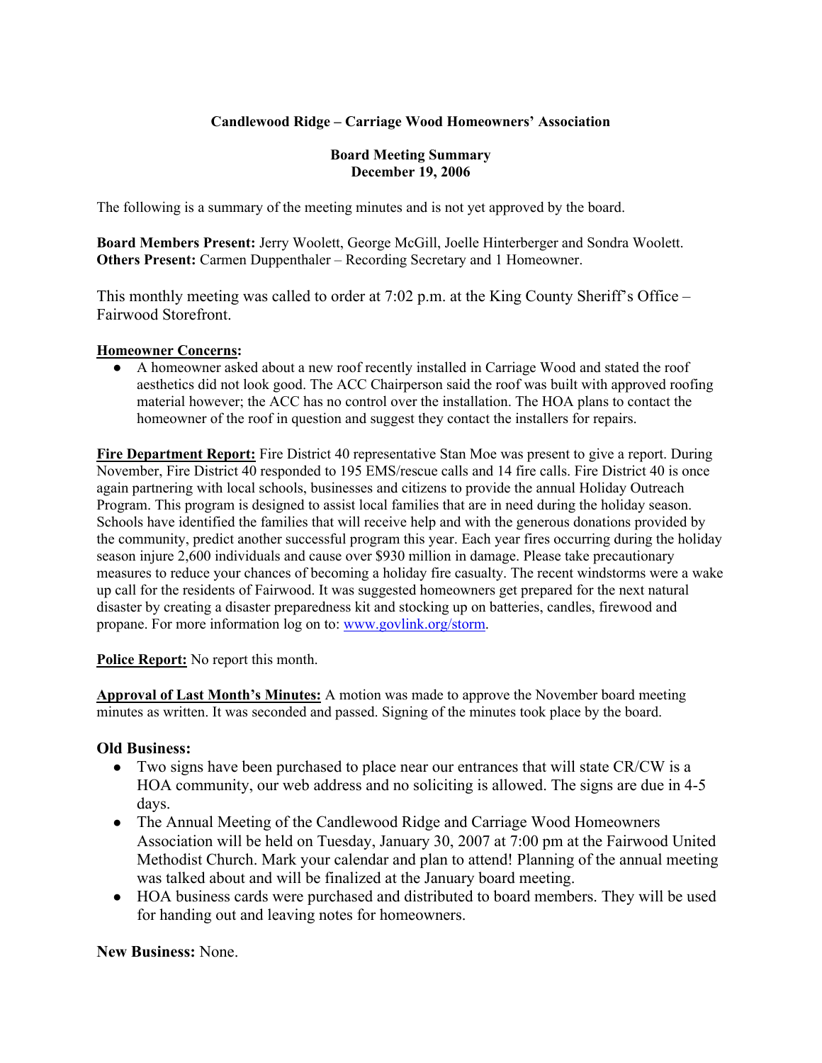**Candlewood Ridge – Carriage Wood Homeowners' Association**

**Board Meeting Summary**
**December 19, 2006**

The following is a summary of the meeting minutes and is not yet approved by the board.

**Board Members Present:** Jerry Woolett, George McGill, Joelle Hinterberger and Sondra Woolett.
**Others Present:** Carmen Duppenthaler – Recording Secretary and 1 Homeowner.

This monthly meeting was called to order at 7:02 p.m. at the King County Sheriff's Office – Fairwood Storefront.

**Homeowner Concerns:**

- A homeowner asked about a new roof recently installed in Carriage Wood and stated the roof aesthetics did not look good. The ACC Chairperson said the roof was built with approved roofing material however; the ACC has no control over the installation. The HOA plans to contact the homeowner of the roof in question and suggest they contact the installers for repairs.

**Fire Department Report:** Fire District 40 representative Stan Moe was present to give a report. During November, Fire District 40 responded to 195 EMS/rescue calls and 14 fire calls. Fire District 40 is once again partnering with local schools, businesses and citizens to provide the annual Holiday Outreach Program. This program is designed to assist local families that are in need during the holiday season. Schools have identified the families that will receive help and with the generous donations provided by the community, predict another successful program this year. Each year fires occurring during the holiday season injure 2,600 individuals and cause over $930 million in damage. Please take precautionary measures to reduce your chances of becoming a holiday fire casualty. The recent windstorms were a wake up call for the residents of Fairwood. It was suggested homeowners get prepared for the next natural disaster by creating a disaster preparedness kit and stocking up on batteries, candles, firewood and propane. For more information log on to: www.govlink.org/storm.

**Police Report:** No report this month.

**Approval of Last Month's Minutes:** A motion was made to approve the November board meeting minutes as written. It was seconded and passed. Signing of the minutes took place by the board.

**Old Business:**

- Two signs have been purchased to place near our entrances that will state CR/CW is a HOA community, our web address and no soliciting is allowed. The signs are due in 4-5 days.
- The Annual Meeting of the Candlewood Ridge and Carriage Wood Homeowners Association will be held on Tuesday, January 30, 2007 at 7:00 pm at the Fairwood United Methodist Church. Mark your calendar and plan to attend! Planning of the annual meeting was talked about and will be finalized at the January board meeting.
- HOA business cards were purchased and distributed to board members. They will be used for handing out and leaving notes for homeowners.

**New Business:** None.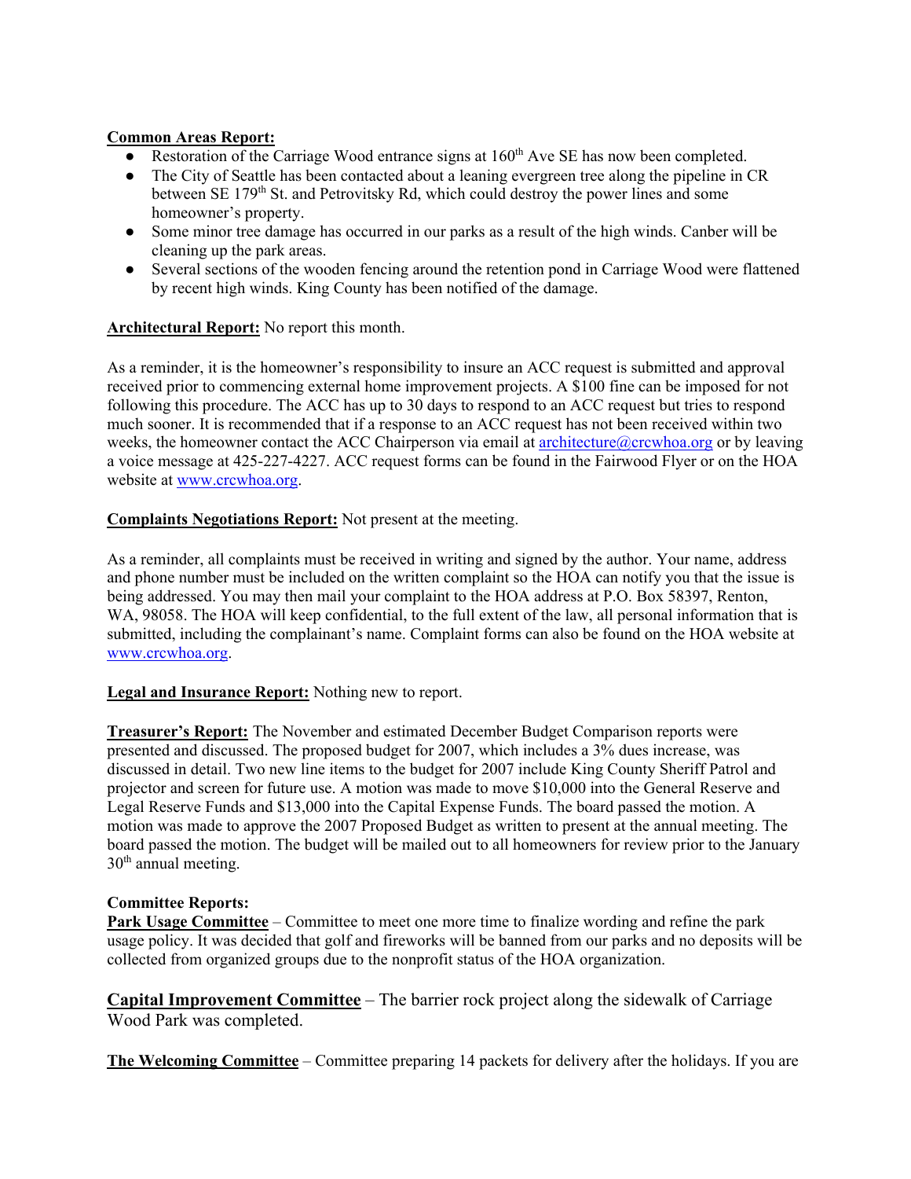**Common Areas Report:**

- Restoration of the Carriage Wood entrance signs at 160th Ave SE has now been completed.
- The City of Seattle has been contacted about a leaning evergreen tree along the pipeline in CR between SE 179th St. and Petrovitsky Rd, which could destroy the power lines and some homeowner's property.
- Some minor tree damage has occurred in our parks as a result of the high winds. Canber will be cleaning up the park areas.
- Several sections of the wooden fencing around the retention pond in Carriage Wood were flattened by recent high winds. King County has been notified of the damage.

**Architectural Report:** No report this month.

As a reminder, it is the homeowner's responsibility to insure an ACC request is submitted and approval received prior to commencing external home improvement projects. A $100 fine can be imposed for not following this procedure. The ACC has up to 30 days to respond to an ACC request but tries to respond much sooner. It is recommended that if a response to an ACC request has not been received within two weeks, the homeowner contact the ACC Chairperson via email at architecture@crcwhoa.org or by leaving a voice message at 425-227-4227. ACC request forms can be found in the Fairwood Flyer or on the HOA website at www.crcwhoa.org.

**Complaints Negotiations Report:** Not present at the meeting.

As a reminder, all complaints must be received in writing and signed by the author. Your name, address and phone number must be included on the written complaint so the HOA can notify you that the issue is being addressed. You may then mail your complaint to the HOA address at P.O. Box 58397, Renton, WA, 98058. The HOA will keep confidential, to the full extent of the law, all personal information that is submitted, including the complainant's name. Complaint forms can also be found on the HOA website at www.crcwhoa.org.

**Legal and Insurance Report:** Nothing new to report.

**Treasurer's Report:** The November and estimated December Budget Comparison reports were presented and discussed. The proposed budget for 2007, which includes a 3% dues increase, was discussed in detail. Two new line items to the budget for 2007 include King County Sheriff Patrol and projector and screen for future use. A motion was made to move $10,000 into the General Reserve and Legal Reserve Funds and $13,000 into the Capital Expense Funds. The board passed the motion. A motion was made to approve the 2007 Proposed Budget as written to present at the annual meeting. The board passed the motion. The budget will be mailed out to all homeowners for review prior to the January 30th annual meeting.

**Committee Reports:**

**Park Usage Committee** – Committee to meet one more time to finalize wording and refine the park usage policy. It was decided that golf and fireworks will be banned from our parks and no deposits will be collected from organized groups due to the nonprofit status of the HOA organization.

**Capital Improvement Committee** – The barrier rock project along the sidewalk of Carriage Wood Park was completed.

**The Welcoming Committee** – Committee preparing 14 packets for delivery after the holidays. If you are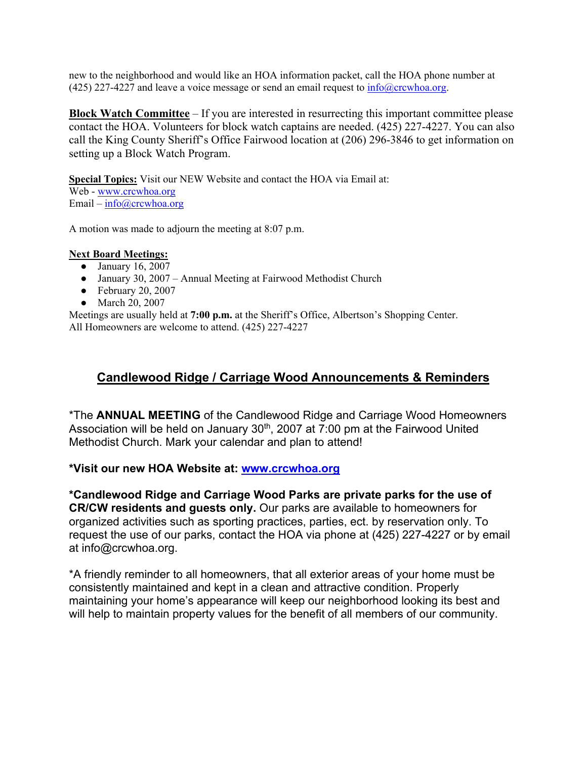new to the neighborhood and would like an HOA information packet, call the HOA phone number at (425) 227-4227 and leave a voice message or send an email request to info@crcwhoa.org.

**Block Watch Committee** – If you are interested in resurrecting this important committee please contact the HOA. Volunteers for block watch captains are needed. (425) 227-4227. You can also call the King County Sheriff's Office Fairwood location at (206) 296-3846 to get information on setting up a Block Watch Program.

**Special Topics:** Visit our NEW Website and contact the HOA via Email at:
Web - www.crcwhoa.org
Email – info@crcwhoa.org

A motion was made to adjourn the meeting at 8:07 p.m.

**Next Board Meetings:**

- January 16, 2007
- January 30, 2007 – Annual Meeting at Fairwood Methodist Church
- February 20, 2007
- March 20, 2007

Meetings are usually held at **7:00 p.m.** at the Sheriff's Office, Albertson's Shopping Center.
All Homeowners are welcome to attend. (425) 227-4227

## Candlewood Ridge / Carriage Wood Announcements & Reminders

*The **ANNUAL MEETING** of the Candlewood Ridge and Carriage Wood Homeowners Association will be held on January 30th, 2007 at 7:00 pm at the Fairwood United Methodist Church. Mark your calendar and plan to attend!

**\*Visit our new HOA Website at: www.crcwhoa.org**

**\*Candlewood Ridge and Carriage Wood Parks are private parks for the use of CR/CW residents and guests only.** Our parks are available to homeowners for organized activities such as sporting practices, parties, ect. by reservation only. To request the use of our parks, contact the HOA via phone at (425) 227-4227 or by email at info@crcwhoa.org.

*A friendly reminder to all homeowners, that all exterior areas of your home must be consistently maintained and kept in a clean and attractive condition. Properly maintaining your home's appearance will keep our neighborhood looking its best and will help to maintain property values for the benefit of all members of our community.